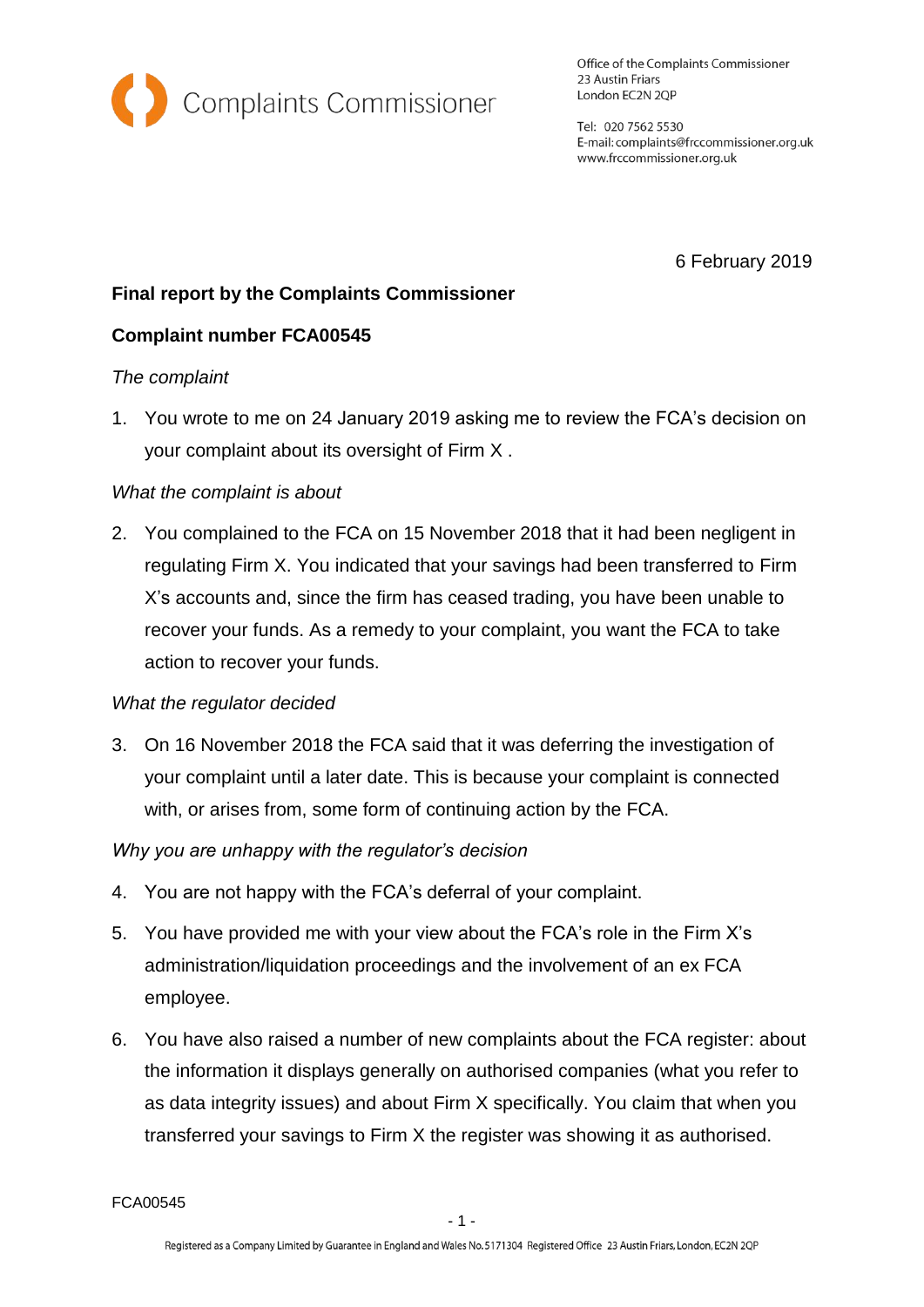Complaints Commissioner

Office of the Complaints Commissioner
23 Austin Friars
London EC2N 2QP

Tel: 020 7562 5530
E-mail: complaints@frccommissioner.org.uk
www.frccommissioner.org.uk

6 February 2019

**Final report by the Complaints Commissioner**

**Complaint number FCA00545**

*The complaint*

1. You wrote to me on 24 January 2019 asking me to review the FCA's decision on your complaint about its oversight of Firm X .

*What the complaint is about*

2. You complained to the FCA on 15 November 2018 that it had been negligent in regulating Firm X. You indicated that your savings had been transferred to Firm X's accounts and, since the firm has ceased trading, you have been unable to recover your funds. As a remedy to your complaint, you want the FCA to take action to recover your funds.

*What the regulator decided*

3. On 16 November 2018 the FCA said that it was deferring the investigation of your complaint until a later date. This is because your complaint is connected with, or arises from, some form of continuing action by the FCA.

*Why you are unhappy with the regulator's decision*

4. You are not happy with the FCA's deferral of your complaint.

5. You have provided me with your view about the FCA's role in the Firm X's administration/liquidation proceedings and the involvement of an ex FCA employee.

6. You have also raised a number of new complaints about the FCA register: about the information it displays generally on authorised companies (what you refer to as data integrity issues) and about Firm X specifically. You claim that when you transferred your savings to Firm X the register was showing it as authorised.

FCA00545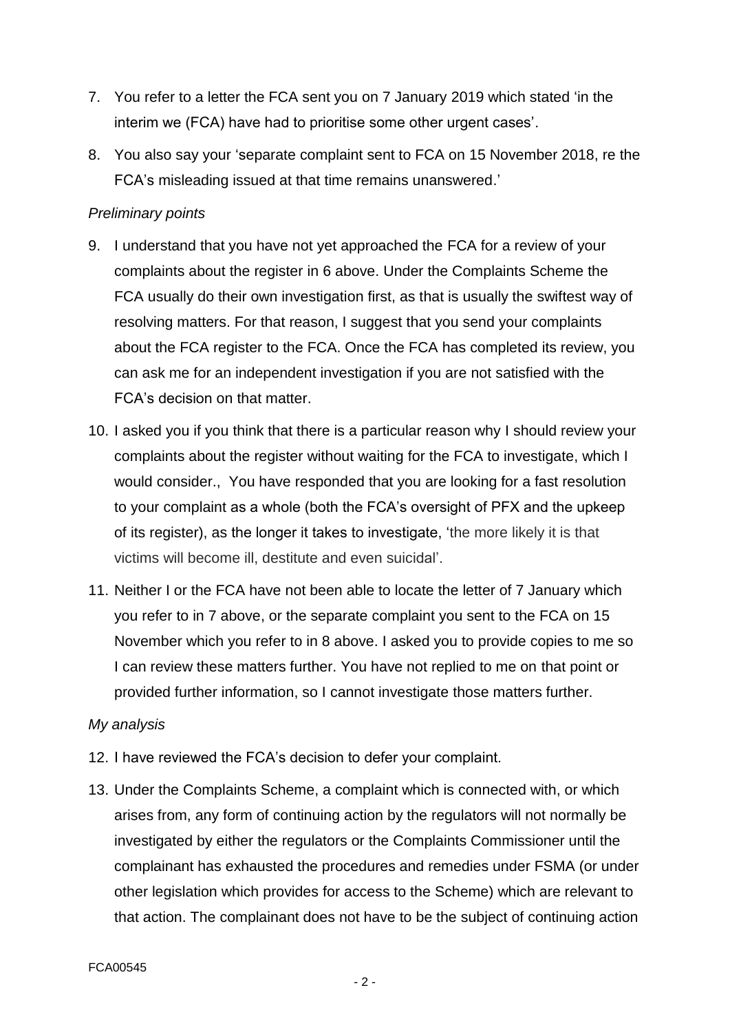7. You refer to a letter the FCA sent you on 7 January 2019 which stated 'in the interim we (FCA) have had to prioritise some other urgent cases'.

8. You also say your 'separate complaint sent to FCA on 15 November 2018, re the FCA's misleading issued at that time remains unanswered.'

*Preliminary points*

9. I understand that you have not yet approached the FCA for a review of your complaints about the register in 6 above. Under the Complaints Scheme the FCA usually do their own investigation first, as that is usually the swiftest way of resolving matters. For that reason, I suggest that you send your complaints about the FCA register to the FCA. Once the FCA has completed its review, you can ask me for an independent investigation if you are not satisfied with the FCA's decision on that matter.

10. I asked you if you think that there is a particular reason why I should review your complaints about the register without waiting for the FCA to investigate, which I would consider., You have responded that you are looking for a fast resolution to your complaint as a whole (both the FCA's oversight of PFX and the upkeep of its register), as the longer it takes to investigate, 'the more likely it is that victims will become ill, destitute and even suicidal'.

11. Neither I or the FCA have not been able to locate the letter of 7 January which you refer to in 7 above, or the separate complaint you sent to the FCA on 15 November which you refer to in 8 above. I asked you to provide copies to me so I can review these matters further. You have not replied to me on that point or provided further information, so I cannot investigate those matters further.

*My analysis*

12. I have reviewed the FCA's decision to defer your complaint.

13. Under the Complaints Scheme, a complaint which is connected with, or which arises from, any form of continuing action by the regulators will not normally be investigated by either the regulators or the Complaints Commissioner until the complainant has exhausted the procedures and remedies under FSMA (or under other legislation which provides for access to the Scheme) which are relevant to that action. The complainant does not have to be the subject of continuing action

FCA00545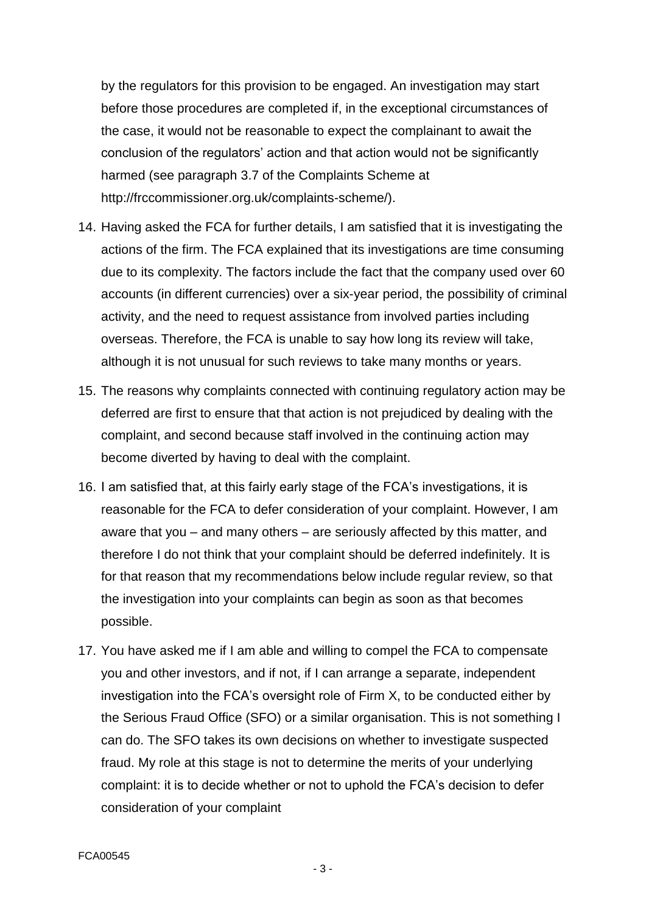by the regulators for this provision to be engaged. An investigation may start before those procedures are completed if, in the exceptional circumstances of the case, it would not be reasonable to expect the complainant to await the conclusion of the regulators' action and that action would not be significantly harmed (see paragraph 3.7 of the Complaints Scheme at http://frccommissioner.org.uk/complaints-scheme/).

14. Having asked the FCA for further details, I am satisfied that it is investigating the actions of the firm. The FCA explained that its investigations are time consuming due to its complexity. The factors include the fact that the company used over 60 accounts (in different currencies) over a six-year period, the possibility of criminal activity, and the need to request assistance from involved parties including overseas. Therefore, the FCA is unable to say how long its review will take, although it is not unusual for such reviews to take many months or years.

15. The reasons why complaints connected with continuing regulatory action may be deferred are first to ensure that that action is not prejudiced by dealing with the complaint, and second because staff involved in the continuing action may become diverted by having to deal with the complaint.

16. I am satisfied that, at this fairly early stage of the FCA's investigations, it is reasonable for the FCA to defer consideration of your complaint. However, I am aware that you – and many others – are seriously affected by this matter, and therefore I do not think that your complaint should be deferred indefinitely. It is for that reason that my recommendations below include regular review, so that the investigation into your complaints can begin as soon as that becomes possible.

17. You have asked me if I am able and willing to compel the FCA to compensate you and other investors, and if not, if I can arrange a separate, independent investigation into the FCA's oversight role of Firm X, to be conducted either by the Serious Fraud Office (SFO) or a similar organisation. This is not something I can do. The SFO takes its own decisions on whether to investigate suspected fraud. My role at this stage is not to determine the merits of your underlying complaint: it is to decide whether or not to uphold the FCA's decision to defer consideration of your complaint

FCA00545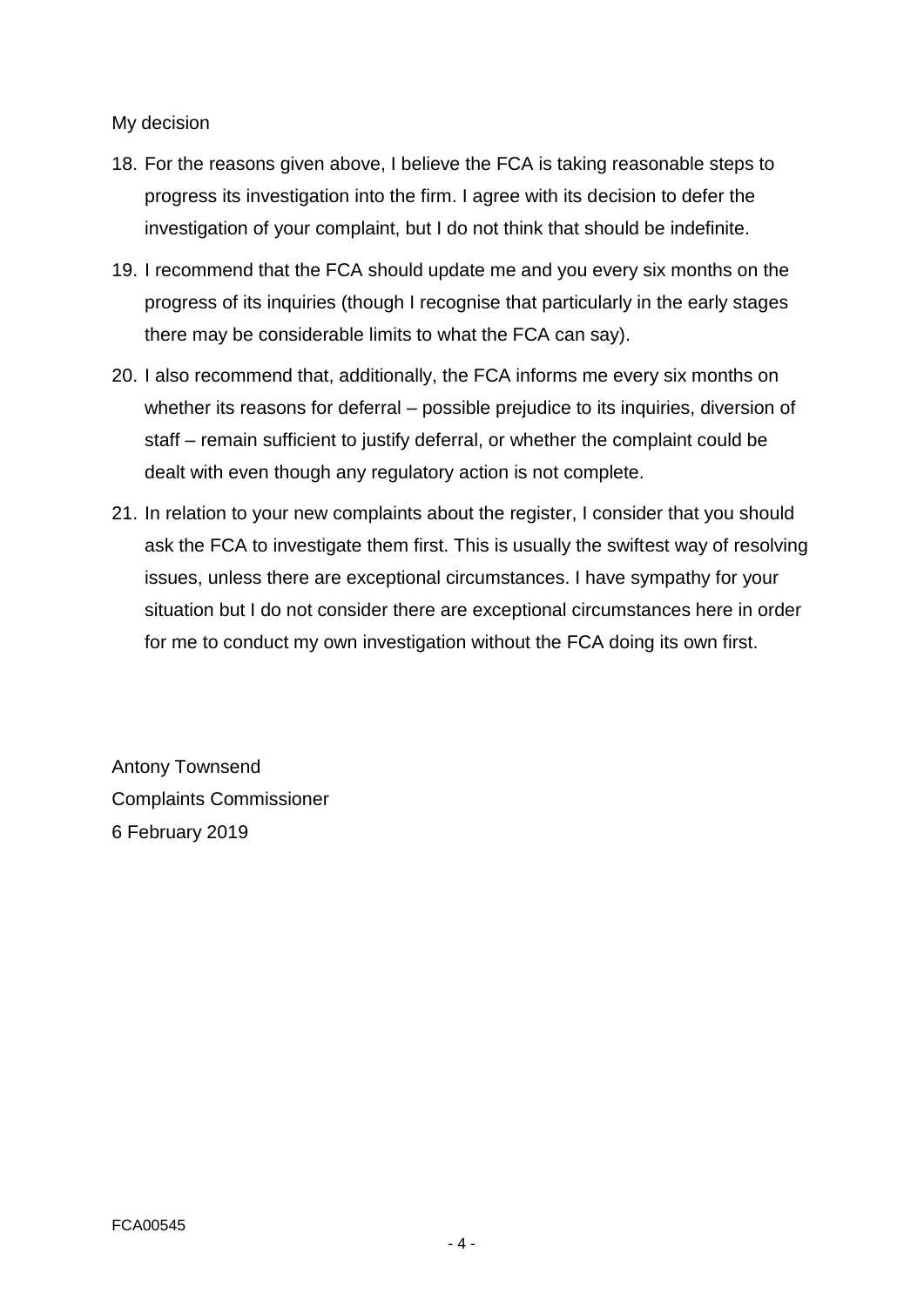My decision

18. For the reasons given above, I believe the FCA is taking reasonable steps to progress its investigation into the firm. I agree with its decision to defer the investigation of your complaint, but I do not think that should be indefinite.

19. I recommend that the FCA should update me and you every six months on the progress of its inquiries (though I recognise that particularly in the early stages there may be considerable limits to what the FCA can say).

20. I also recommend that, additionally, the FCA informs me every six months on whether its reasons for deferral – possible prejudice to its inquiries, diversion of staff – remain sufficient to justify deferral, or whether the complaint could be dealt with even though any regulatory action is not complete.

21. In relation to your new complaints about the register, I consider that you should ask the FCA to investigate them first. This is usually the swiftest way of resolving issues, unless there are exceptional circumstances. I have sympathy for your situation but I do not consider there are exceptional circumstances here in order for me to conduct my own investigation without the FCA doing its own first.

Antony Townsend
Complaints Commissioner
6 February 2019

FCA00545